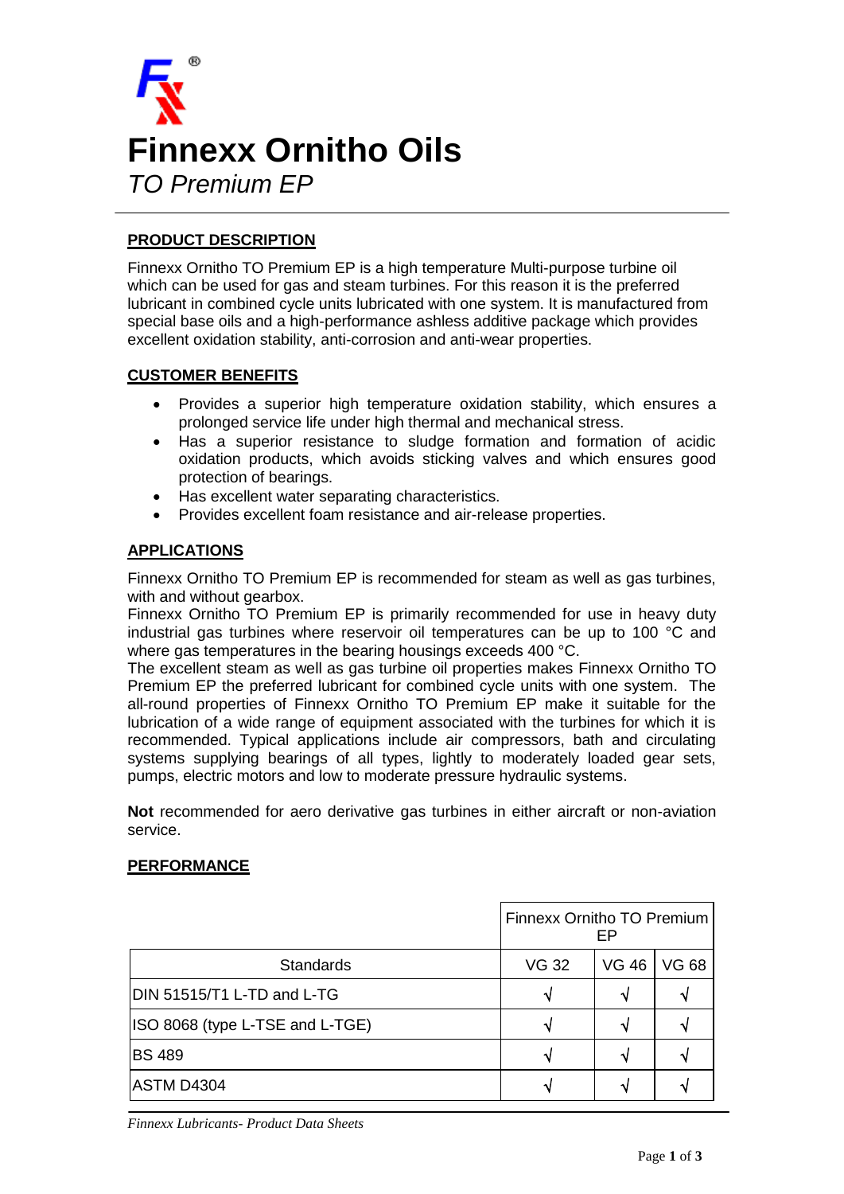# Finnexx Ornitho Oils

*TO Premium EP*

## PRODUCT DESCRIPTION

Finnexx Ornitho TO Premium EP is a high temperature Multi-purpose turbine oil which can be used for gas and steam turbines. For this reason it is the preferred lubricant in combined cycle units lubricated with one system. It is manufactured from special base oils and a high-performance ashless additive package which provides excellent oxidation stability, anti-corrosion and anti-wear properties.

## CUSTOMER BENEFITS

- Provides a superior high temperature oxidation stability, which ensures a prolonged service life under high thermal and mechanical stress.
- Has a superior resistance to sludge formation and formation of acidic oxidation products, which avoids sticking valves and which ensures good protection of bearings.
- Has excellent water separating characteristics.
- Provides excellent foam resistance and air-release properties.

## APPLICATIONS

Finnexx Ornitho TO Premium EP is recommended for steam as well as gas turbines, with and without gearbox.

Finnexx Ornitho TO Premium EP is primarily recommended for use in heavy duty industrial gas turbines where reservoir oil temperatures can be up to 100 °C and where gas temperatures in the bearing housings exceeds 400 °C.

The excellent steam as well as gas turbine oil properties makes Finnexx Ornitho TO Premium EP the preferred lubricant for combined cycle units with one system. The all-round properties of Finnexx Ornitho TO Premium EP make it suitable for the lubrication of a wide range of equipment associated with the turbines for which it is recommended. Typical applications include air compressors, bath and circulating systems supplying bearings of all types, lightly to moderately loaded gear sets, pumps, electric motors and low to moderate pressure hydraulic systems.

**Not** recommended for aero derivative gas turbines in either aircraft or non-aviation service.

## PERFORMANCE

| | Finnexx Ornitho TO Premium EP | | |
|---|---|---|---|
| Standards | VG 32 | VG 46 | VG 68 |
| DIN 51515/T1 L-TD and L-TG | √ | √ | √ |
| ISO 8068 (type L-TSE and L-TGE) | √ | √ | √ |
| BS 489 | √ | √ | √ |
| ASTM D4304 | √ | √ | √ |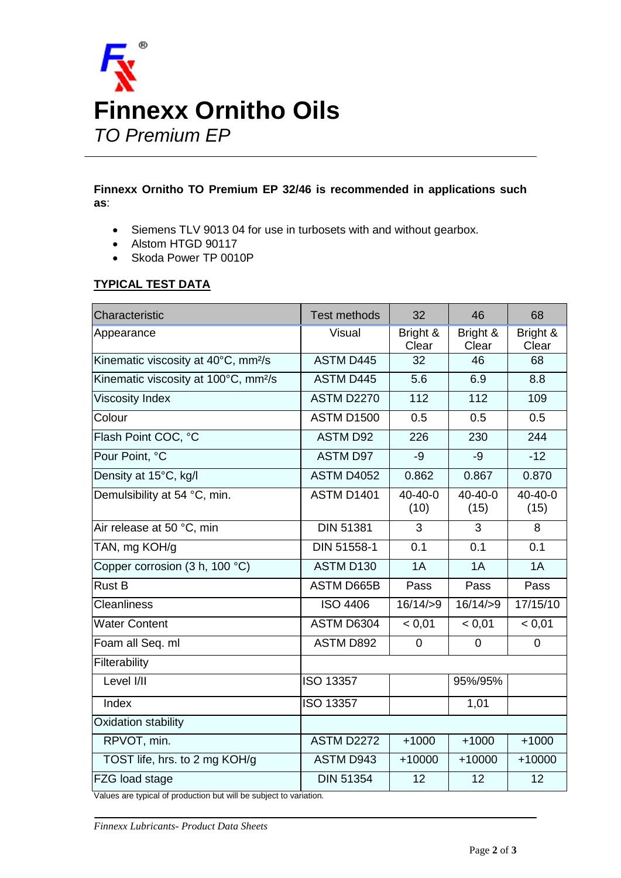# Finnexx Ornitho Oils

*TO Premium EP*

**Finnexx Ornitho TO Premium EP 32/46 is recommended in applications such as**:

- Siemens TLV 9013 04 for use in turbosets with and without gearbox.
- Alstom HTGD 90117
- Skoda Power TP 0010P

## TYPICAL TEST DATA

| Characteristic | Test methods | 32 | 46 | 68 |
|---|---|---|---|---|
| Appearance | Visual | Bright & Clear | Bright & Clear | Bright & Clear |
| Kinematic viscosity at 40°C, mm²/s | ASTM D445 | 32 | 46 | 68 |
| Kinematic viscosity at 100°C, mm²/s | ASTM D445 | 5.6 | 6.9 | 8.8 |
| Viscosity Index | ASTM D2270 | 112 | 112 | 109 |
| Colour | ASTM D1500 | 0.5 | 0.5 | 0.5 |
| Flash Point COC, °C | ASTM D92 | 226 | 230 | 244 |
| Pour Point, °C | ASTM D97 | -9 | -9 | -12 |
| Density at 15°C, kg/l | ASTM D4052 | 0.862 | 0.867 | 0.870 |
| Demulsibility at 54 °C, min. | ASTM D1401 | 40-40-0 (10) | 40-40-0 (15) | 40-40-0 (15) |
| Air release at 50 °C, min | DIN 51381 | 3 | 3 | 8 |
| TAN, mg KOH/g | DIN 51558-1 | 0.1 | 0.1 | 0.1 |
| Copper corrosion (3 h, 100 °C) | ASTM D130 | 1A | 1A | 1A |
| Rust B | ASTM D665B | Pass | Pass | Pass |
| Cleanliness | ISO 4406 | 16/14/>9 | 16/14/>9 | 17/15/10 |
| Water Content | ASTM D6304 | < 0,01 | < 0,01 | < 0,01 |
| Foam all Seq. ml | ASTM D892 | 0 | 0 | 0 |
| Filterability | | | | |
| Level I/II | ISO 13357 | | 95%/95% | |
| Index | ISO 13357 | | 1,01 | |
| Oxidation stability | | | | |
| RPVOT, min. | ASTM D2272 | +1000 | +1000 | +1000 |
| TOST life, hrs. to 2 mg KOH/g | ASTM D943 | +10000 | +10000 | +10000 |
| FZG load stage | DIN 51354 | 12 | 12 | 12 |

Values are typical of production but will be subject to variation.

*Finnexx Lubricants- Product Data Sheets*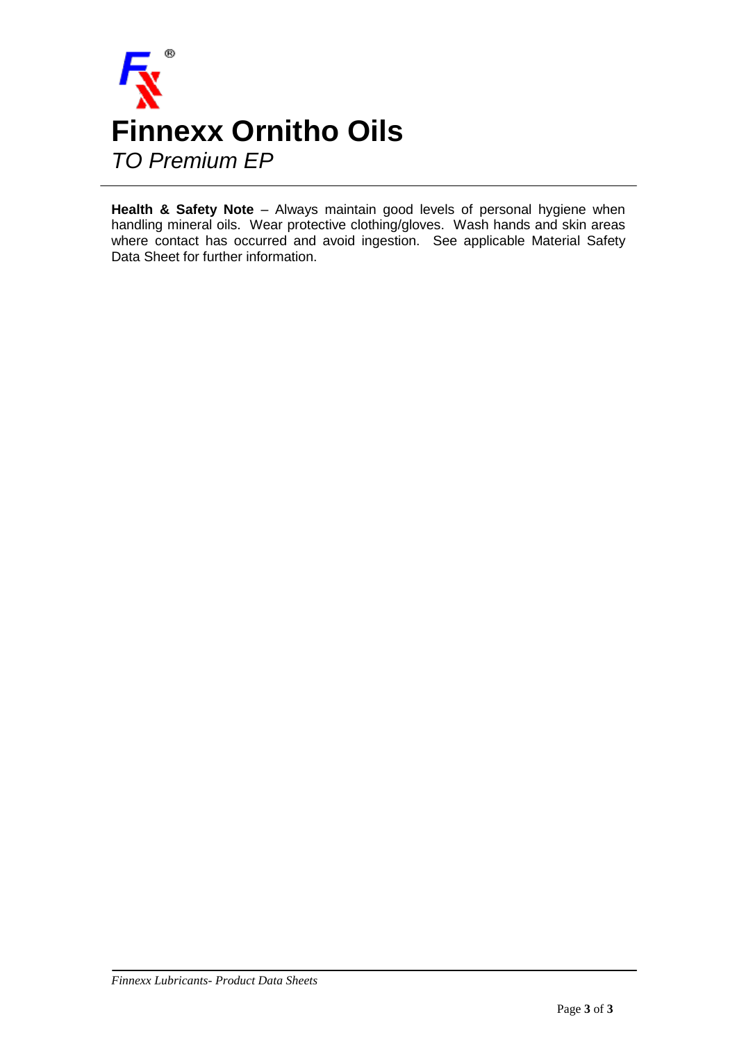# Finnexx Ornitho Oils

*TO Premium EP*

**Health & Safety Note** – Always maintain good levels of personal hygiene when handling mineral oils. Wear protective clothing/gloves. Wash hands and skin areas where contact has occurred and avoid ingestion. See applicable Material Safety Data Sheet for further information.